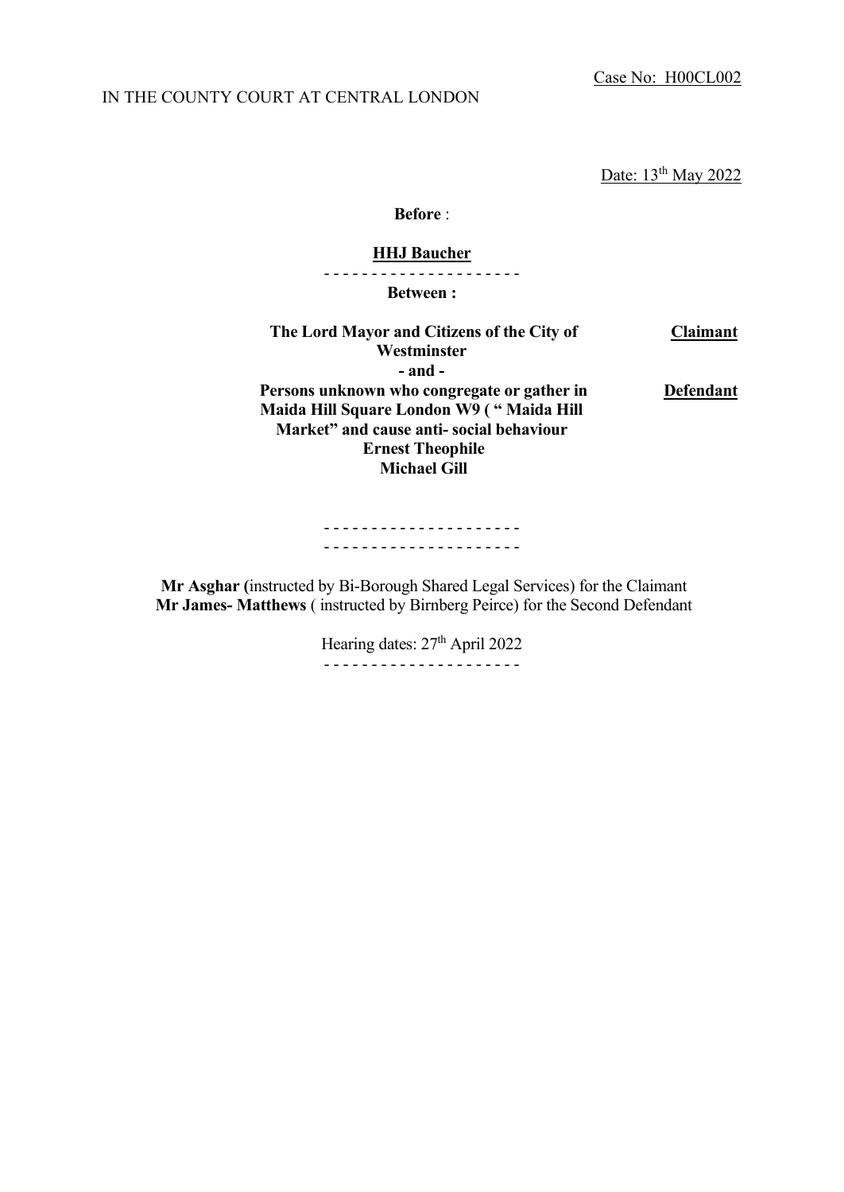Case No: H00CL002

IN THE COUNTY COURT AT CENTRAL LONDON

Date: 13th May 2022

**Before** :

**HHJ Baucher**

- - - - - - - - - - - - - - - - - - - - -

**Between :**

| | |
|---|---|
| **The Lord Mayor and Citizens of the City of Westminster** | **Claimant** |
| **- and -** | |
| **Persons unknown who congregate or gather in Maida Hill Square London W9 ( " Maida Hill Market" and cause anti- social behaviour** <br> **Ernest Theophile** <br> **Michael Gill** | **Defendant** |

- - - - - - - - - - - - - - - - - - - - -

- - - - - - - - - - - - - - - - - - - - -

**Mr Asghar (**instructed by Bi-Borough Shared Legal Services) for the Claimant
**Mr James- Matthews** ( instructed by Birnberg Peirce) for the Second Defendant

Hearing dates: 27th April 2022

- - - - - - - - - - - - - - - - - - - - -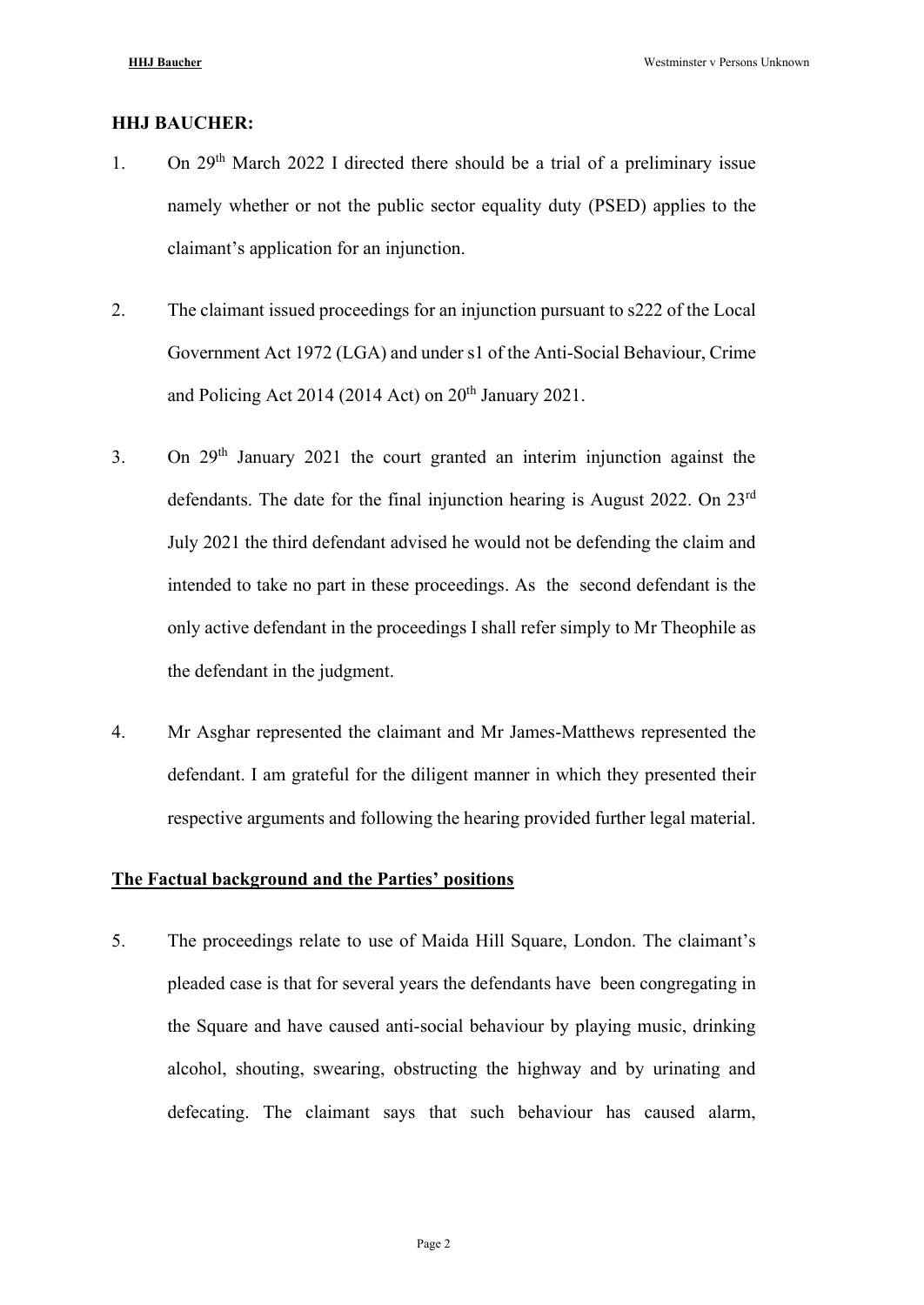**HHJ BAUCHER:**

1. On 29th March 2022 I directed there should be a trial of a preliminary issue namely whether or not the public sector equality duty (PSED) applies to the claimant's application for an injunction.

2. The claimant issued proceedings for an injunction pursuant to s222 of the Local Government Act 1972 (LGA) and under s1 of the Anti-Social Behaviour, Crime and Policing Act 2014 (2014 Act) on 20th January 2021.

3. On 29th January 2021 the court granted an interim injunction against the defendants. The date for the final injunction hearing is August 2022. On 23rd July 2021 the third defendant advised he would not be defending the claim and intended to take no part in these proceedings. As the second defendant is the only active defendant in the proceedings I shall refer simply to Mr Theophile as the defendant in the judgment.

4. Mr Asghar represented the claimant and Mr James-Matthews represented the defendant. I am grateful for the diligent manner in which they presented their respective arguments and following the hearing provided further legal material.

**The Factual background and the Parties' positions**

5. The proceedings relate to use of Maida Hill Square, London. The claimant's pleaded case is that for several years the defendants have been congregating in the Square and have caused anti-social behaviour by playing music, drinking alcohol, shouting, swearing, obstructing the highway and by urinating and defecating. The claimant says that such behaviour has caused alarm,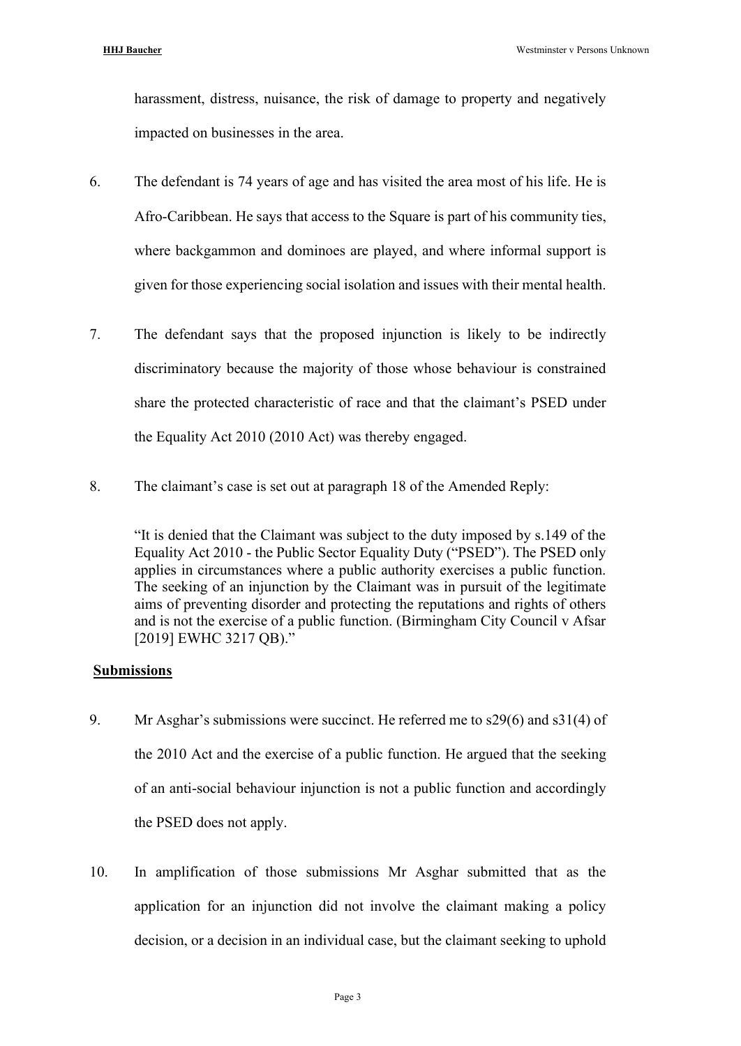harassment, distress, nuisance, the risk of damage to property and negatively impacted on businesses in the area.

6. The defendant is 74 years of age and has visited the area most of his life. He is Afro-Caribbean. He says that access to the Square is part of his community ties, where backgammon and dominoes are played, and where informal support is given for those experiencing social isolation and issues with their mental health.

7. The defendant says that the proposed injunction is likely to be indirectly discriminatory because the majority of those whose behaviour is constrained share the protected characteristic of race and that the claimant's PSED under the Equality Act 2010 (2010 Act) was thereby engaged.

8. The claimant's case is set out at paragraph 18 of the Amended Reply:

> "It is denied that the Claimant was subject to the duty imposed by s.149 of the Equality Act 2010 - the Public Sector Equality Duty ("PSED"). The PSED only applies in circumstances where a public authority exercises a public function. The seeking of an injunction by the Claimant was in pursuit of the legitimate aims of preventing disorder and protecting the reputations and rights of others and is not the exercise of a public function. (Birmingham City Council v Afsar [2019] EWHC 3217 QB)."

## Submissions

9. Mr Asghar's submissions were succinct. He referred me to s29(6) and s31(4) of the 2010 Act and the exercise of a public function. He argued that the seeking of an anti-social behaviour injunction is not a public function and accordingly the PSED does not apply.

10. In amplification of those submissions Mr Asghar submitted that as the application for an injunction did not involve the claimant making a policy decision, or a decision in an individual case, but the claimant seeking to uphold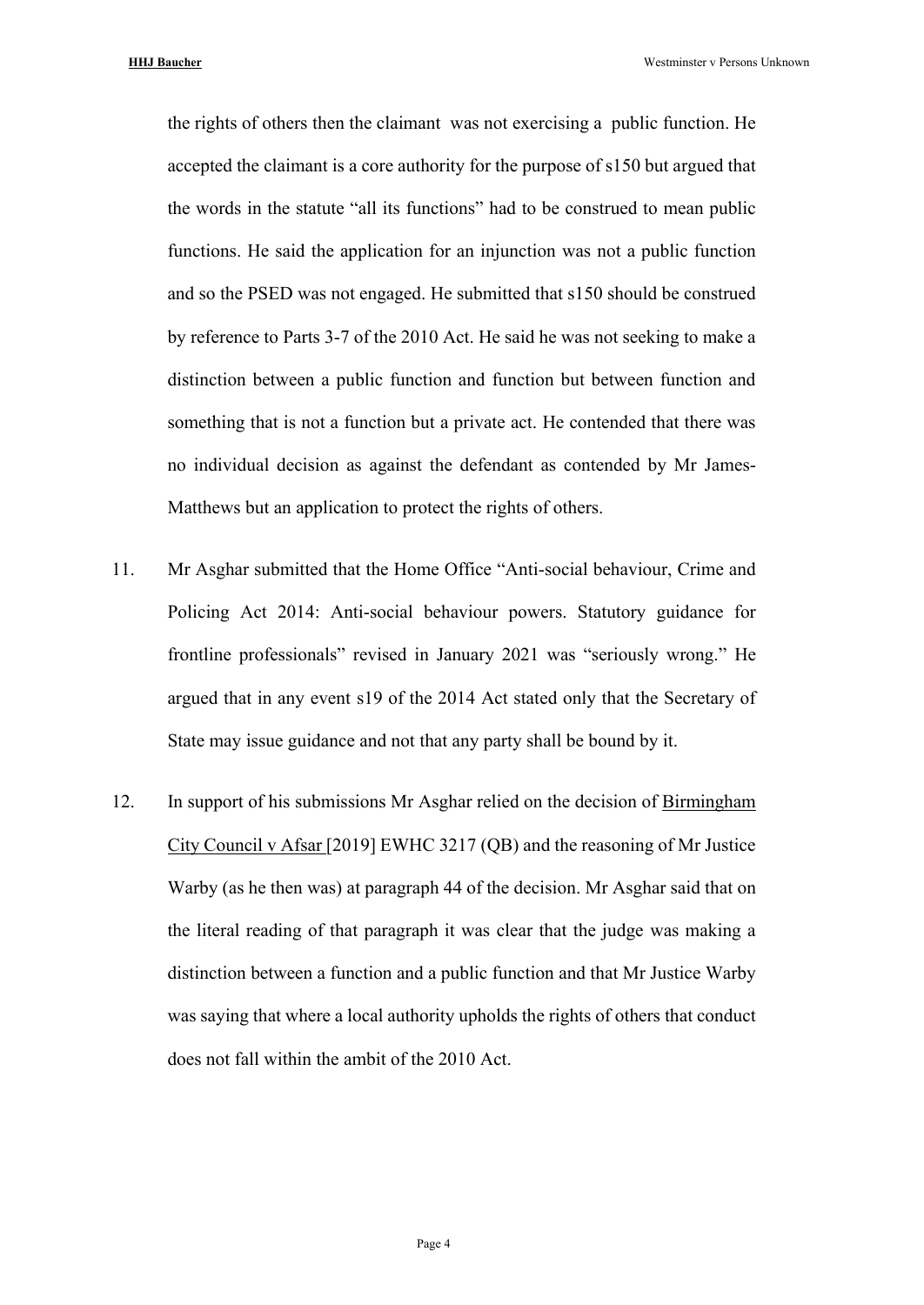the rights of others then the claimant was not exercising a public function. He accepted the claimant is a core authority for the purpose of s150 but argued that the words in the statute "all its functions" had to be construed to mean public functions. He said the application for an injunction was not a public function and so the PSED was not engaged. He submitted that s150 should be construed by reference to Parts 3-7 of the 2010 Act. He said he was not seeking to make a distinction between a public function and function but between function and something that is not a function but a private act. He contended that there was no individual decision as against the defendant as contended by Mr James-Matthews but an application to protect the rights of others.

11. Mr Asghar submitted that the Home Office "Anti-social behaviour, Crime and Policing Act 2014: Anti-social behaviour powers. Statutory guidance for frontline professionals" revised in January 2021 was "seriously wrong." He argued that in any event s19 of the 2014 Act stated only that the Secretary of State may issue guidance and not that any party shall be bound by it.

12. In support of his submissions Mr Asghar relied on the decision of Birmingham City Council v Afsar [2019] EWHC 3217 (QB) and the reasoning of Mr Justice Warby (as he then was) at paragraph 44 of the decision. Mr Asghar said that on the literal reading of that paragraph it was clear that the judge was making a distinction between a function and a public function and that Mr Justice Warby was saying that where a local authority upholds the rights of others that conduct does not fall within the ambit of the 2010 Act.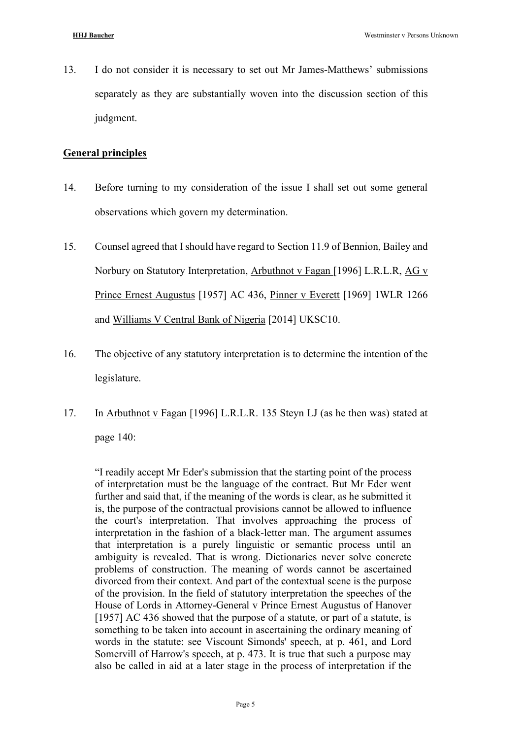13. I do not consider it is necessary to set out Mr James-Matthews' submissions separately as they are substantially woven into the discussion section of this judgment.

## General principles

14. Before turning to my consideration of the issue I shall set out some general observations which govern my determination.

15. Counsel agreed that I should have regard to Section 11.9 of Bennion, Bailey and Norbury on Statutory Interpretation, Arbuthnot v Fagan [1996] L.R.L.R, AG v Prince Ernest Augustus [1957] AC 436, Pinner v Everett [1969] 1WLR 1266 and Williams V Central Bank of Nigeria [2014] UKSC10.

16. The objective of any statutory interpretation is to determine the intention of the legislature.

17. In Arbuthnot v Fagan [1996] L.R.L.R. 135 Steyn LJ (as he then was) stated at page 140:

> "I readily accept Mr Eder's submission that the starting point of the process of interpretation must be the language of the contract. But Mr Eder went further and said that, if the meaning of the words is clear, as he submitted it is, the purpose of the contractual provisions cannot be allowed to influence the court's interpretation. That involves approaching the process of interpretation in the fashion of a black-letter man. The argument assumes that interpretation is a purely linguistic or semantic process until an ambiguity is revealed. That is wrong. Dictionaries never solve concrete problems of construction. The meaning of words cannot be ascertained divorced from their context. And part of the contextual scene is the purpose of the provision. In the field of statutory interpretation the speeches of the House of Lords in Attorney-General v Prince Ernest Augustus of Hanover [1957] AC 436 showed that the purpose of a statute, or part of a statute, is something to be taken into account in ascertaining the ordinary meaning of words in the statute: see Viscount Simonds' speech, at p. 461, and Lord Somervill of Harrow's speech, at p. 473. It is true that such a purpose may also be called in aid at a later stage in the process of interpretation if the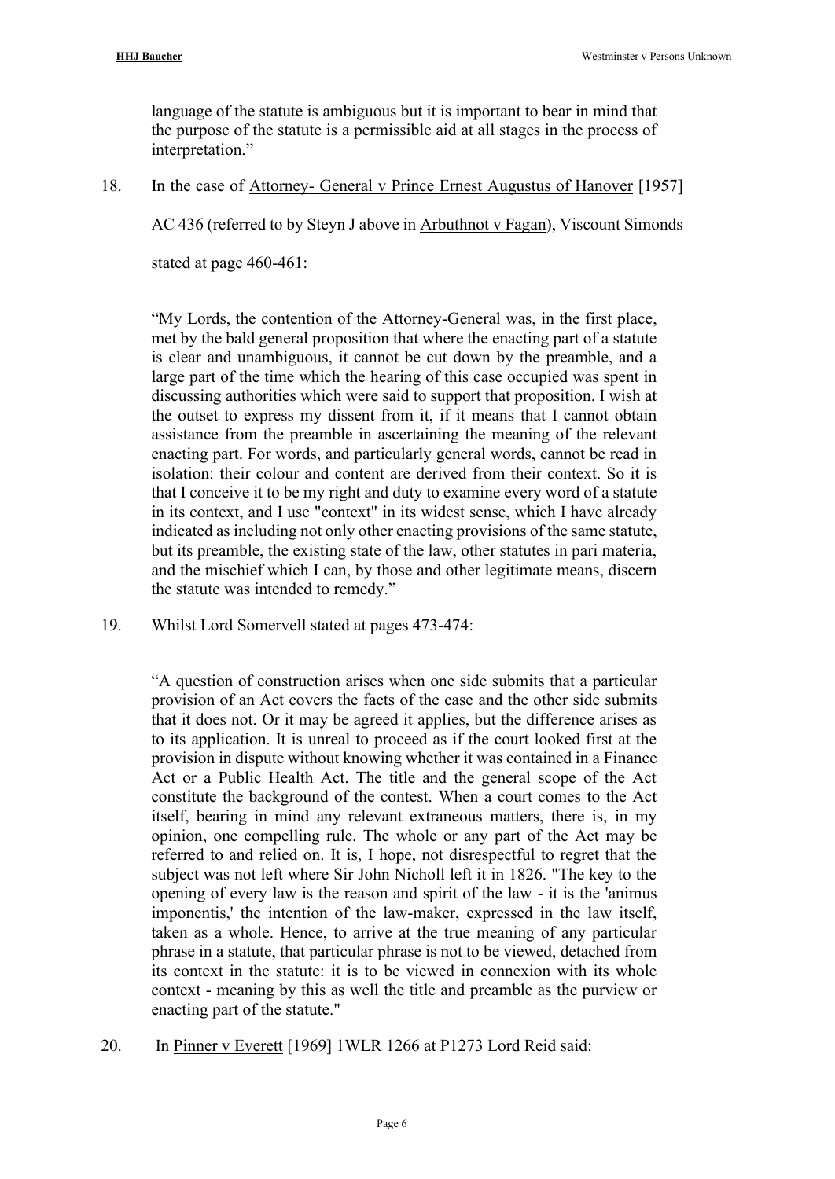language of the statute is ambiguous but it is important to bear in mind that the purpose of the statute is a permissible aid at all stages in the process of interpretation."

18. In the case of Attorney- General v Prince Ernest Augustus of Hanover [1957] AC 436 (referred to by Steyn J above in Arbuthnot v Fagan), Viscount Simonds stated at page 460-461:

> "My Lords, the contention of the Attorney-General was, in the first place, met by the bald general proposition that where the enacting part of a statute is clear and unambiguous, it cannot be cut down by the preamble, and a large part of the time which the hearing of this case occupied was spent in discussing authorities which were said to support that proposition. I wish at the outset to express my dissent from it, if it means that I cannot obtain assistance from the preamble in ascertaining the meaning of the relevant enacting part. For words, and particularly general words, cannot be read in isolation: their colour and content are derived from their context. So it is that I conceive it to be my right and duty to examine every word of a statute in its context, and I use "context" in its widest sense, which I have already indicated as including not only other enacting provisions of the same statute, but its preamble, the existing state of the law, other statutes in pari materia, and the mischief which I can, by those and other legitimate means, discern the statute was intended to remedy."

19. Whilst Lord Somervell stated at pages 473-474:

> "A question of construction arises when one side submits that a particular provision of an Act covers the facts of the case and the other side submits that it does not. Or it may be agreed it applies, but the difference arises as to its application. It is unreal to proceed as if the court looked first at the provision in dispute without knowing whether it was contained in a Finance Act or a Public Health Act. The title and the general scope of the Act constitute the background of the contest. When a court comes to the Act itself, bearing in mind any relevant extraneous matters, there is, in my opinion, one compelling rule. The whole or any part of the Act may be referred to and relied on. It is, I hope, not disrespectful to regret that the subject was not left where Sir John Nicholl left it in 1826. "The key to the opening of every law is the reason and spirit of the law - it is the 'animus imponentis,' the intention of the law-maker, expressed in the law itself, taken as a whole. Hence, to arrive at the true meaning of any particular phrase in a statute, that particular phrase is not to be viewed, detached from its context in the statute: it is to be viewed in connexion with its whole context - meaning by this as well the title and preamble as the purview or enacting part of the statute."

20. In Pinner v Everett [1969] 1WLR 1266 at P1273 Lord Reid said: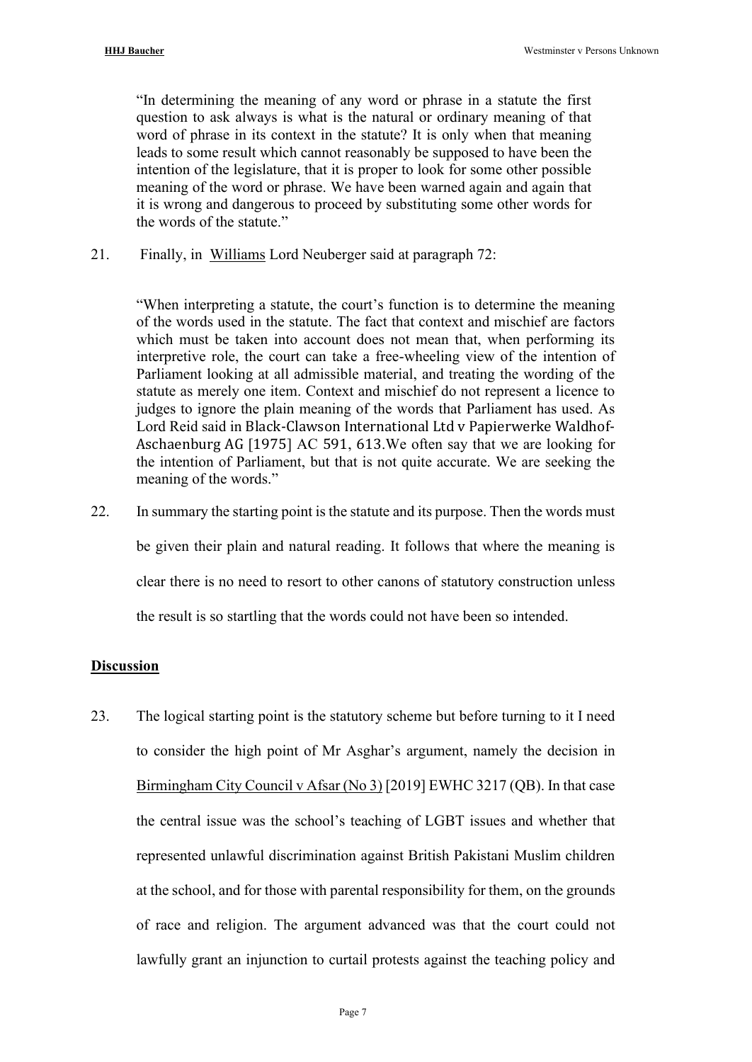"In determining the meaning of any word or phrase in a statute the first question to ask always is what is the natural or ordinary meaning of that word of phrase in its context in the statute? It is only when that meaning leads to some result which cannot reasonably be supposed to have been the intention of the legislature, that it is proper to look for some other possible meaning of the word or phrase. We have been warned again and again that it is wrong and dangerous to proceed by substituting some other words for the words of the statute."

21. Finally, in Williams Lord Neuberger said at paragraph 72:

> "When interpreting a statute, the court's function is to determine the meaning of the words used in the statute. The fact that context and mischief are factors which must be taken into account does not mean that, when performing its interpretive role, the court can take a free-wheeling view of the intention of Parliament looking at all admissible material, and treating the wording of the statute as merely one item. Context and mischief do not represent a licence to judges to ignore the plain meaning of the words that Parliament has used. As Lord Reid said in Black-Clawson International Ltd v Papierwerke Waldhof-Aschaenburg AG [1975] AC 591, 613.We often say that we are looking for the intention of Parliament, but that is not quite accurate. We are seeking the meaning of the words."

22. In summary the starting point is the statute and its purpose. Then the words must be given their plain and natural reading. It follows that where the meaning is clear there is no need to resort to other canons of statutory construction unless the result is so startling that the words could not have been so intended.

## Discussion

23. The logical starting point is the statutory scheme but before turning to it I need to consider the high point of Mr Asghar's argument, namely the decision in Birmingham City Council v Afsar (No 3) [2019] EWHC 3217 (QB). In that case the central issue was the school's teaching of LGBT issues and whether that represented unlawful discrimination against British Pakistani Muslim children at the school, and for those with parental responsibility for them, on the grounds of race and religion. The argument advanced was that the court could not lawfully grant an injunction to curtail protests against the teaching policy and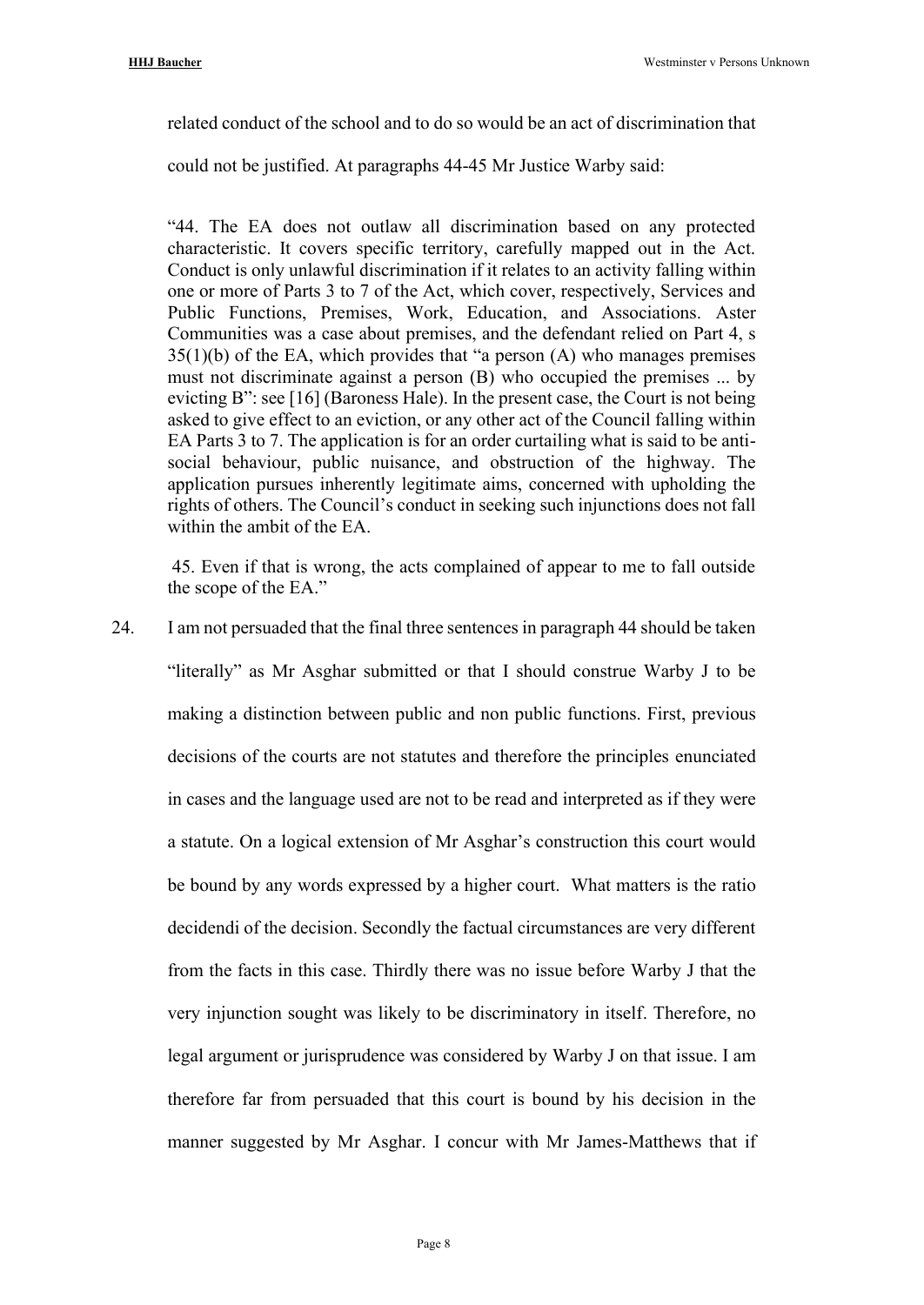related conduct of the school and to do so would be an act of discrimination that could not be justified. At paragraphs 44-45 Mr Justice Warby said:

> "44. The EA does not outlaw all discrimination based on any protected characteristic. It covers specific territory, carefully mapped out in the Act. Conduct is only unlawful discrimination if it relates to an activity falling within one or more of Parts 3 to 7 of the Act, which cover, respectively, Services and Public Functions, Premises, Work, Education, and Associations. Aster Communities was a case about premises, and the defendant relied on Part 4, s 35(1)(b) of the EA, which provides that "a person (A) who manages premises must not discriminate against a person (B) who occupied the premises ... by evicting B": see [16] (Baroness Hale). In the present case, the Court is not being asked to give effect to an eviction, or any other act of the Council falling within EA Parts 3 to 7. The application is for an order curtailing what is said to be anti-social behaviour, public nuisance, and obstruction of the highway. The application pursues inherently legitimate aims, concerned with upholding the rights of others. The Council's conduct in seeking such injunctions does not fall within the ambit of the EA.
>
> 45. Even if that is wrong, the acts complained of appear to me to fall outside the scope of the EA."

24. I am not persuaded that the final three sentences in paragraph 44 should be taken "literally" as Mr Asghar submitted or that I should construe Warby J to be making a distinction between public and non public functions. First, previous decisions of the courts are not statutes and therefore the principles enunciated in cases and the language used are not to be read and interpreted as if they were a statute. On a logical extension of Mr Asghar's construction this court would be bound by any words expressed by a higher court. What matters is the ratio decidendi of the decision. Secondly the factual circumstances are very different from the facts in this case. Thirdly there was no issue before Warby J that the very injunction sought was likely to be discriminatory in itself. Therefore, no legal argument or jurisprudence was considered by Warby J on that issue. I am therefore far from persuaded that this court is bound by his decision in the manner suggested by Mr Asghar. I concur with Mr James-Matthews that if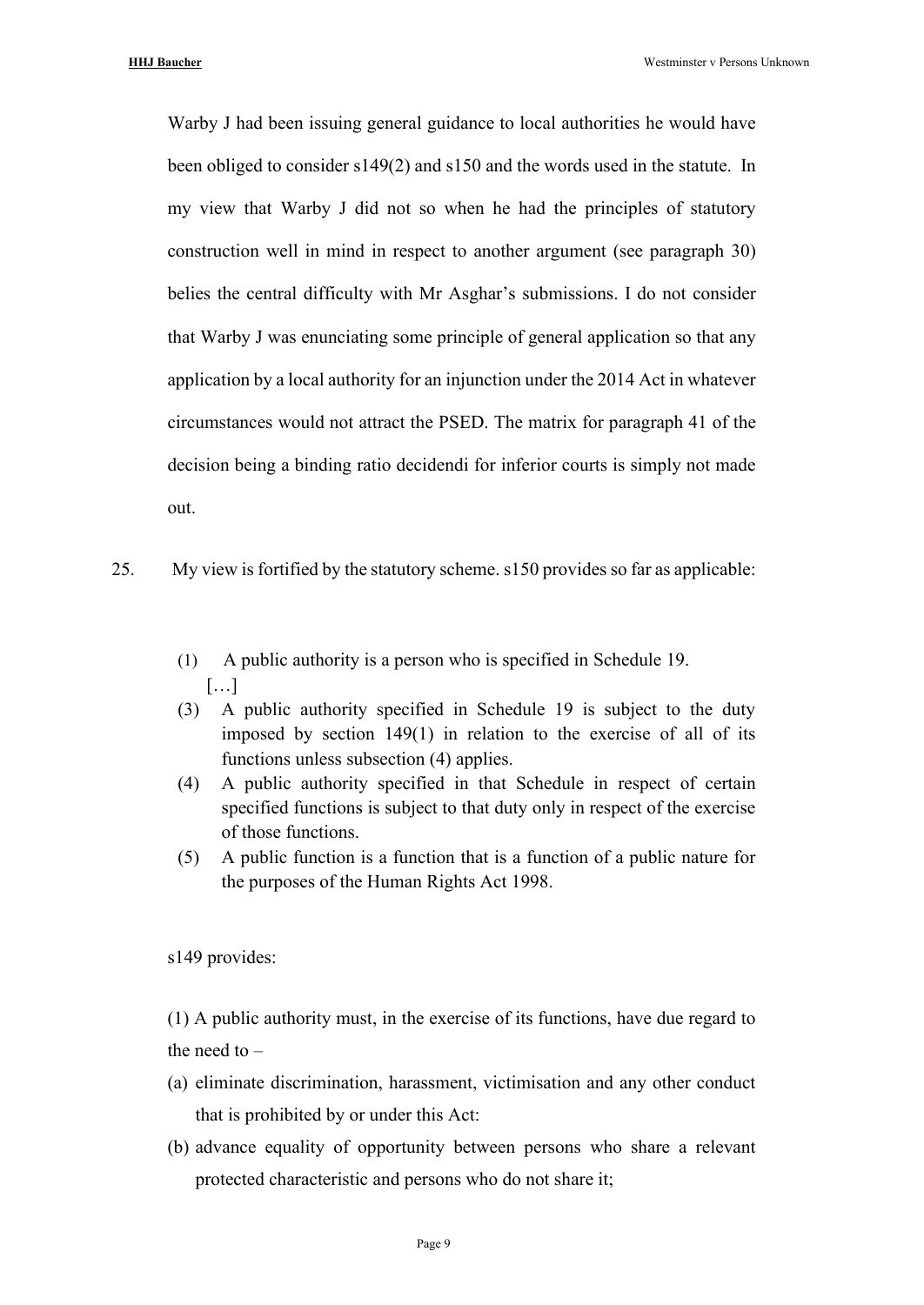Warby J had been issuing general guidance to local authorities he would have been obliged to consider s149(2) and s150 and the words used in the statute. In my view that Warby J did not so when he had the principles of statutory construction well in mind in respect to another argument (see paragraph 30) belies the central difficulty with Mr Asghar's submissions. I do not consider that Warby J was enunciating some principle of general application so that any application by a local authority for an injunction under the 2014 Act in whatever circumstances would not attract the PSED. The matrix for paragraph 41 of the decision being a binding ratio decidendi for inferior courts is simply not made out.

25. My view is fortified by the statutory scheme. s150 provides so far as applicable:

> (1) A public authority is a person who is specified in Schedule 19.
>
> […]
>
> (3) A public authority specified in Schedule 19 is subject to the duty imposed by section 149(1) in relation to the exercise of all of its functions unless subsection (4) applies.
>
> (4) A public authority specified in that Schedule in respect of certain specified functions is subject to that duty only in respect of the exercise of those functions.
>
> (5) A public function is a function that is a function of a public nature for the purposes of the Human Rights Act 1998.

s149 provides:

(1) A public authority must, in the exercise of its functions, have due regard to the need to –

(a) eliminate discrimination, harassment, victimisation and any other conduct that is prohibited by or under this Act:

(b) advance equality of opportunity between persons who share a relevant protected characteristic and persons who do not share it;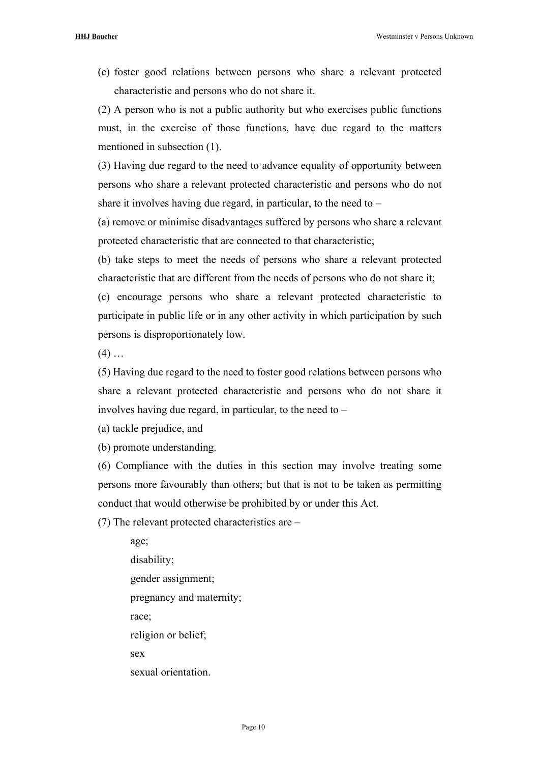(c) foster good relations between persons who share a relevant protected characteristic and persons who do not share it.

(2) A person who is not a public authority but who exercises public functions must, in the exercise of those functions, have due regard to the matters mentioned in subsection (1).

(3) Having due regard to the need to advance equality of opportunity between persons who share a relevant protected characteristic and persons who do not share it involves having due regard, in particular, to the need to –

(a) remove or minimise disadvantages suffered by persons who share a relevant protected characteristic that are connected to that characteristic;

(b) take steps to meet the needs of persons who share a relevant protected characteristic that are different from the needs of persons who do not share it;

(c) encourage persons who share a relevant protected characteristic to participate in public life or in any other activity in which participation by such persons is disproportionately low.

(4) …

(5) Having due regard to the need to foster good relations between persons who share a relevant protected characteristic and persons who do not share it involves having due regard, in particular, to the need to –

(a) tackle prejudice, and

(b) promote understanding.

(6) Compliance with the duties in this section may involve treating some persons more favourably than others; but that is not to be taken as permitting conduct that would otherwise be prohibited by or under this Act.

(7) The relevant protected characteristics are –

age;
disability;
gender assignment;
pregnancy and maternity;
race;
religion or belief;
sex
sexual orientation.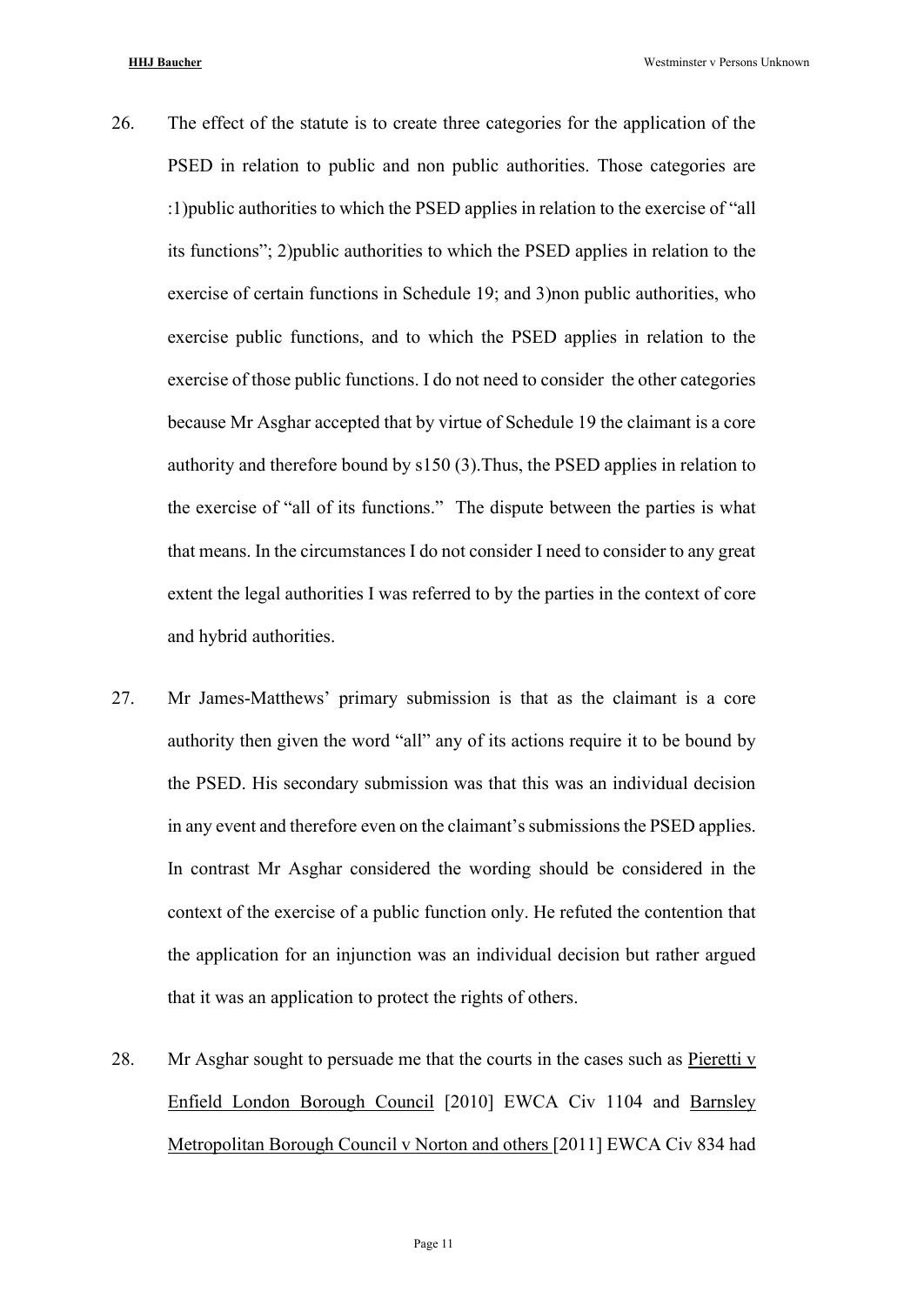26. The effect of the statute is to create three categories for the application of the PSED in relation to public and non public authorities. Those categories are :1)public authorities to which the PSED applies in relation to the exercise of "all its functions"; 2)public authorities to which the PSED applies in relation to the exercise of certain functions in Schedule 19; and 3)non public authorities, who exercise public functions, and to which the PSED applies in relation to the exercise of those public functions. I do not need to consider the other categories because Mr Asghar accepted that by virtue of Schedule 19 the claimant is a core authority and therefore bound by s150 (3).Thus, the PSED applies in relation to the exercise of "all of its functions." The dispute between the parties is what that means. In the circumstances I do not consider I need to consider to any great extent the legal authorities I was referred to by the parties in the context of core and hybrid authorities.

27. Mr James-Matthews' primary submission is that as the claimant is a core authority then given the word "all" any of its actions require it to be bound by the PSED. His secondary submission was that this was an individual decision in any event and therefore even on the claimant's submissions the PSED applies. In contrast Mr Asghar considered the wording should be considered in the context of the exercise of a public function only. He refuted the contention that the application for an injunction was an individual decision but rather argued that it was an application to protect the rights of others.

28. Mr Asghar sought to persuade me that the courts in the cases such as Pieretti v Enfield London Borough Council [2010] EWCA Civ 1104 and Barnsley Metropolitan Borough Council v Norton and others [2011] EWCA Civ 834 had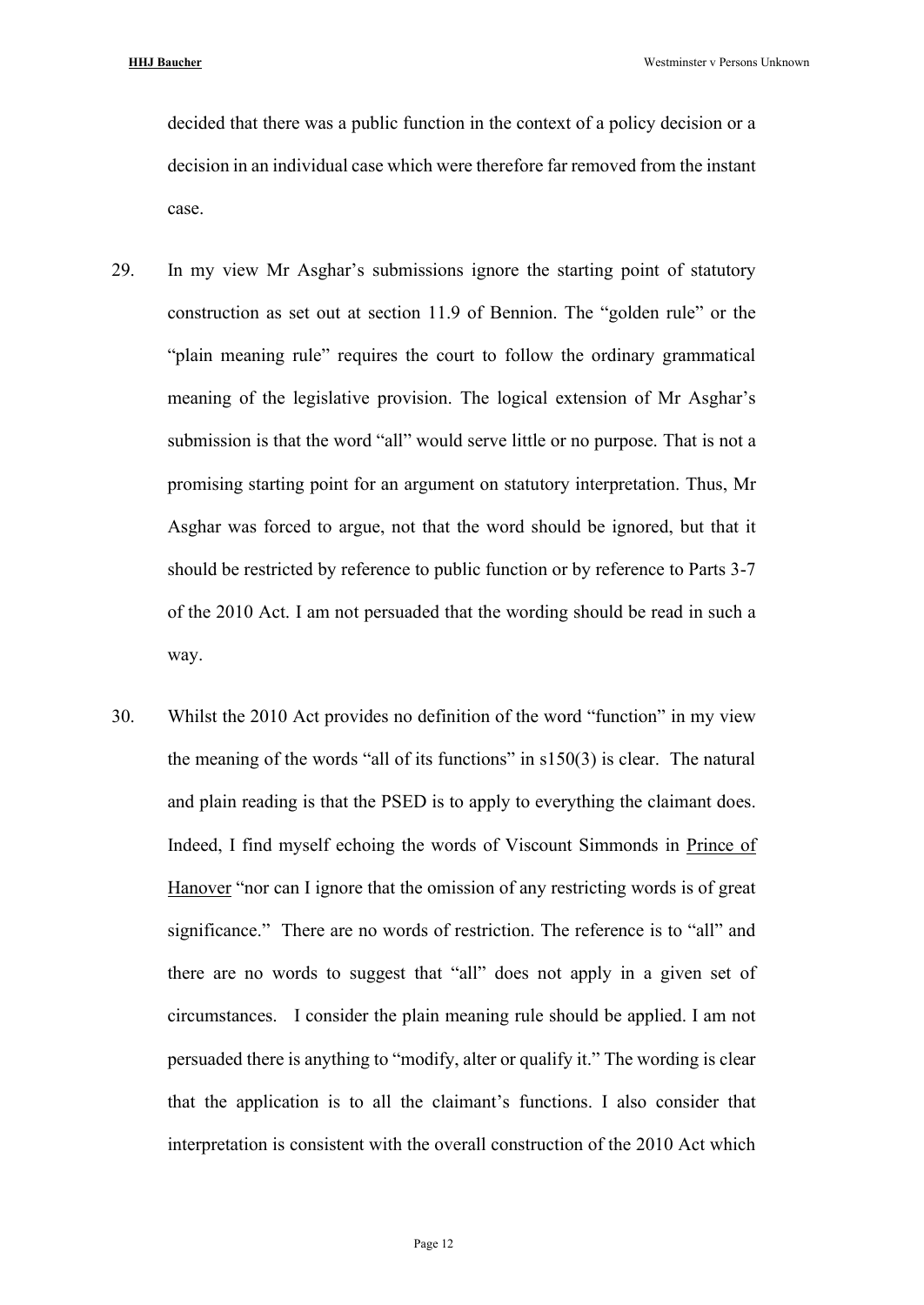decided that there was a public function in the context of a policy decision or a decision in an individual case which were therefore far removed from the instant case.

29. In my view Mr Asghar's submissions ignore the starting point of statutory construction as set out at section 11.9 of Bennion. The "golden rule" or the "plain meaning rule" requires the court to follow the ordinary grammatical meaning of the legislative provision. The logical extension of Mr Asghar's submission is that the word "all" would serve little or no purpose. That is not a promising starting point for an argument on statutory interpretation. Thus, Mr Asghar was forced to argue, not that the word should be ignored, but that it should be restricted by reference to public function or by reference to Parts 3-7 of the 2010 Act. I am not persuaded that the wording should be read in such a way.

30. Whilst the 2010 Act provides no definition of the word "function" in my view the meaning of the words "all of its functions" in s150(3) is clear. The natural and plain reading is that the PSED is to apply to everything the claimant does. Indeed, I find myself echoing the words of Viscount Simmonds in Prince of Hanover "nor can I ignore that the omission of any restricting words is of great significance." There are no words of restriction. The reference is to "all" and there are no words to suggest that "all" does not apply in a given set of circumstances. I consider the plain meaning rule should be applied. I am not persuaded there is anything to "modify, alter or qualify it." The wording is clear that the application is to all the claimant's functions. I also consider that interpretation is consistent with the overall construction of the 2010 Act which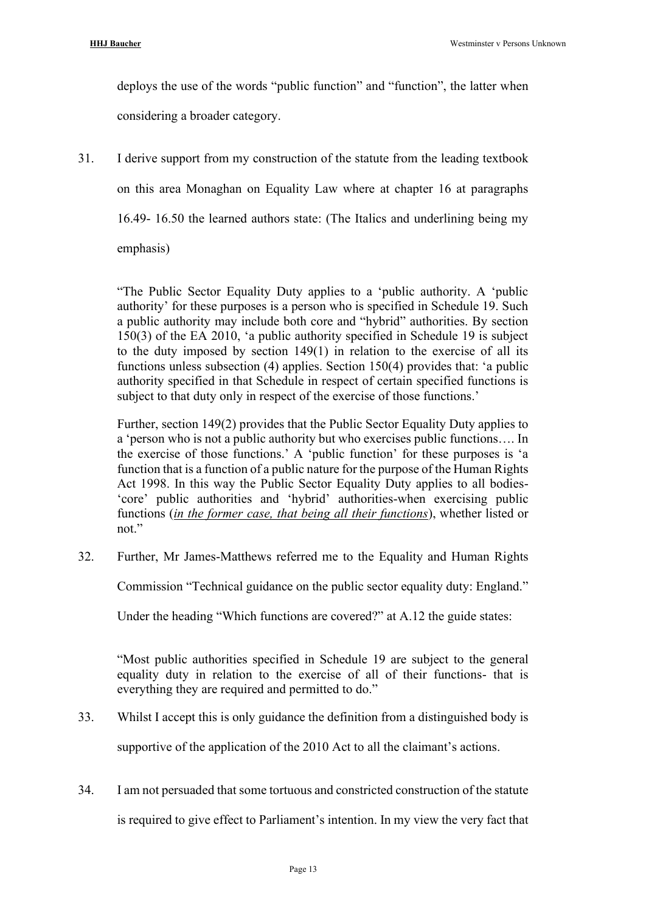deploys the use of the words "public function" and "function", the latter when considering a broader category.

31. I derive support from my construction of the statute from the leading textbook on this area Monaghan on Equality Law where at chapter 16 at paragraphs 16.49- 16.50 the learned authors state: (The Italics and underlining being my emphasis)

> "The Public Sector Equality Duty applies to a 'public authority. A 'public authority' for these purposes is a person who is specified in Schedule 19. Such a public authority may include both core and "hybrid" authorities. By section 150(3) of the EA 2010, 'a public authority specified in Schedule 19 is subject to the duty imposed by section 149(1) in relation to the exercise of all its functions unless subsection (4) applies. Section 150(4) provides that: 'a public authority specified in that Schedule in respect of certain specified functions is subject to that duty only in respect of the exercise of those functions.'
>
> Further, section 149(2) provides that the Public Sector Equality Duty applies to a 'person who is not a public authority but who exercises public functions…. In the exercise of those functions.' A 'public function' for these purposes is 'a function that is a function of a public nature for the purpose of the Human Rights Act 1998. In this way the Public Sector Equality Duty applies to all bodies- 'core' public authorities and 'hybrid' authorities-when exercising public functions (<u>*in the former case, that being all their functions*</u>), whether listed or not."

32. Further, Mr James-Matthews referred me to the Equality and Human Rights Commission "Technical guidance on the public sector equality duty: England." Under the heading "Which functions are covered?" at A.12 the guide states:

> "Most public authorities specified in Schedule 19 are subject to the general equality duty in relation to the exercise of all of their functions- that is everything they are required and permitted to do."

33. Whilst I accept this is only guidance the definition from a distinguished body is supportive of the application of the 2010 Act to all the claimant's actions.

34. I am not persuaded that some tortuous and constricted construction of the statute is required to give effect to Parliament's intention. In my view the very fact that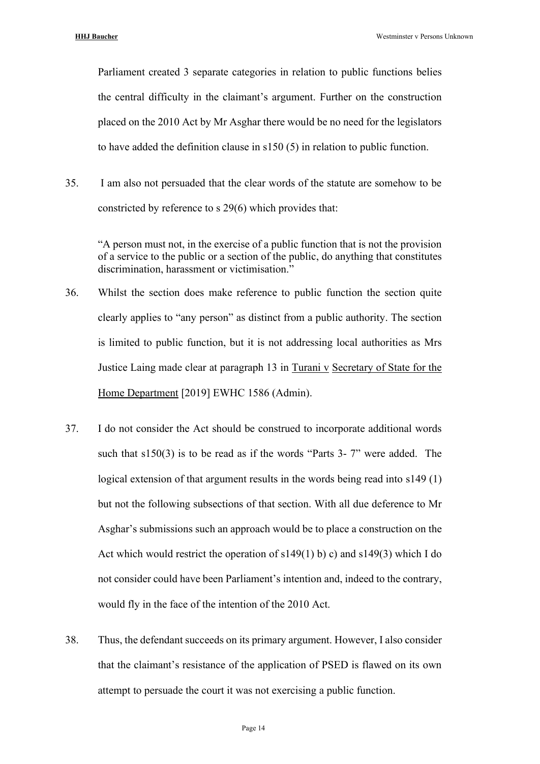Parliament created 3 separate categories in relation to public functions belies the central difficulty in the claimant's argument. Further on the construction placed on the 2010 Act by Mr Asghar there would be no need for the legislators to have added the definition clause in s150 (5) in relation to public function.

35. I am also not persuaded that the clear words of the statute are somehow to be constricted by reference to s 29(6) which provides that:

> "A person must not, in the exercise of a public function that is not the provision of a service to the public or a section of the public, do anything that constitutes discrimination, harassment or victimisation."

36. Whilst the section does make reference to public function the section quite clearly applies to "any person" as distinct from a public authority. The section is limited to public function, but it is not addressing local authorities as Mrs Justice Laing made clear at paragraph 13 in Turani v Secretary of State for the Home Department [2019] EWHC 1586 (Admin).

37. I do not consider the Act should be construed to incorporate additional words such that s150(3) is to be read as if the words "Parts 3- 7" were added. The logical extension of that argument results in the words being read into s149 (1) but not the following subsections of that section. With all due deference to Mr Asghar's submissions such an approach would be to place a construction on the Act which would restrict the operation of s149(1) b) c) and s149(3) which I do not consider could have been Parliament's intention and, indeed to the contrary, would fly in the face of the intention of the 2010 Act.

38. Thus, the defendant succeeds on its primary argument. However, I also consider that the claimant's resistance of the application of PSED is flawed on its own attempt to persuade the court it was not exercising a public function.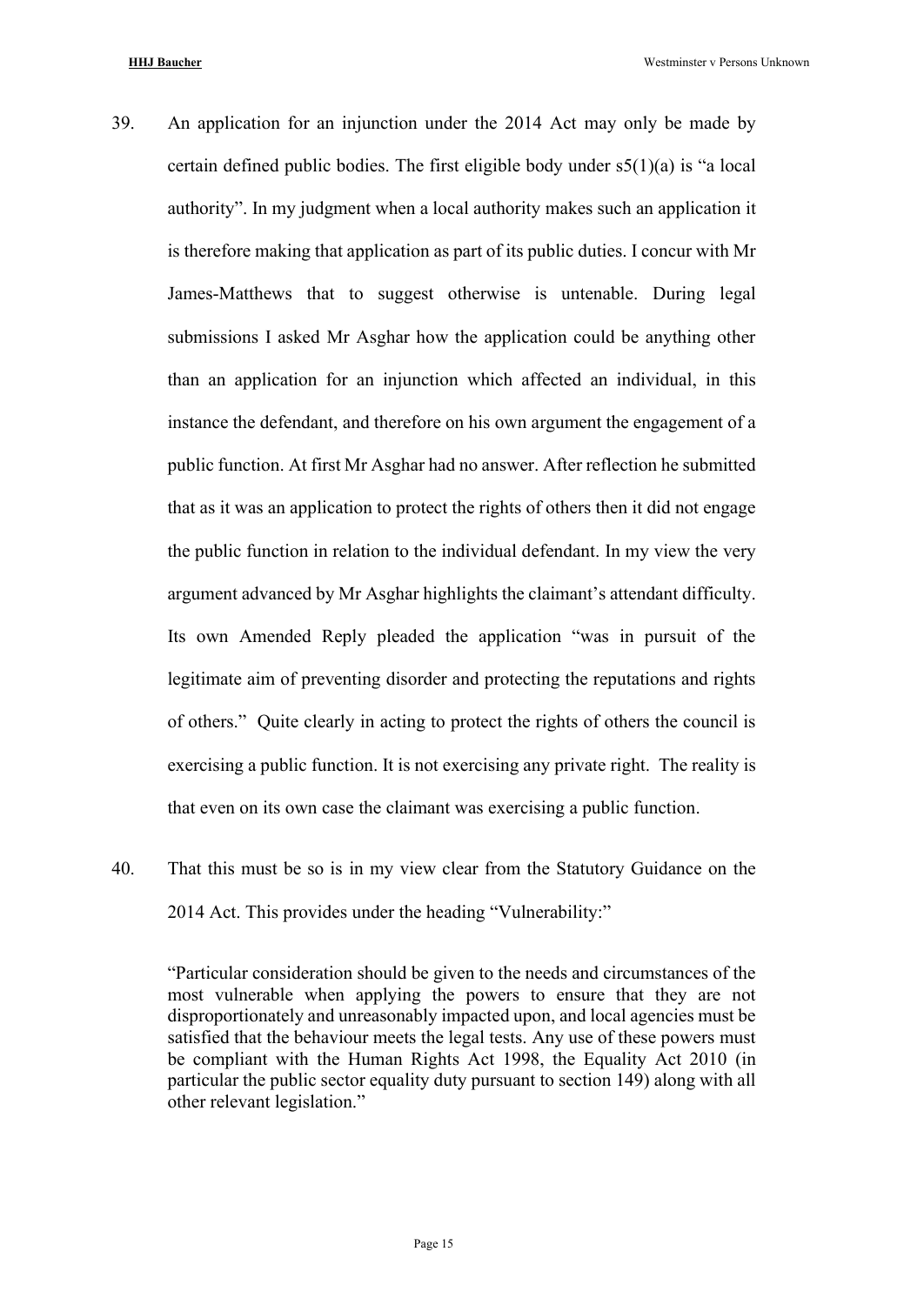39. An application for an injunction under the 2014 Act may only be made by certain defined public bodies. The first eligible body under s5(1)(a) is "a local authority". In my judgment when a local authority makes such an application it is therefore making that application as part of its public duties. I concur with Mr James-Matthews that to suggest otherwise is untenable. During legal submissions I asked Mr Asghar how the application could be anything other than an application for an injunction which affected an individual, in this instance the defendant, and therefore on his own argument the engagement of a public function. At first Mr Asghar had no answer. After reflection he submitted that as it was an application to protect the rights of others then it did not engage the public function in relation to the individual defendant. In my view the very argument advanced by Mr Asghar highlights the claimant's attendant difficulty. Its own Amended Reply pleaded the application "was in pursuit of the legitimate aim of preventing disorder and protecting the reputations and rights of others." Quite clearly in acting to protect the rights of others the council is exercising a public function. It is not exercising any private right. The reality is that even on its own case the claimant was exercising a public function.

40. That this must be so is in my view clear from the Statutory Guidance on the 2014 Act. This provides under the heading "Vulnerability:"

> "Particular consideration should be given to the needs and circumstances of the most vulnerable when applying the powers to ensure that they are not disproportionately and unreasonably impacted upon, and local agencies must be satisfied that the behaviour meets the legal tests. Any use of these powers must be compliant with the Human Rights Act 1998, the Equality Act 2010 (in particular the public sector equality duty pursuant to section 149) along with all other relevant legislation."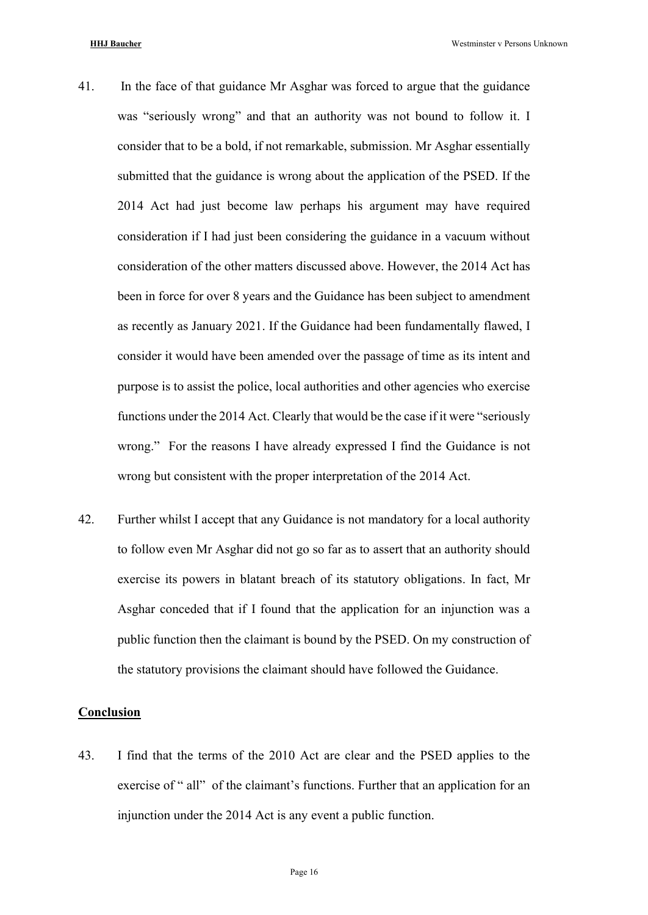41. In the face of that guidance Mr Asghar was forced to argue that the guidance was "seriously wrong" and that an authority was not bound to follow it. I consider that to be a bold, if not remarkable, submission. Mr Asghar essentially submitted that the guidance is wrong about the application of the PSED. If the 2014 Act had just become law perhaps his argument may have required consideration if I had just been considering the guidance in a vacuum without consideration of the other matters discussed above. However, the 2014 Act has been in force for over 8 years and the Guidance has been subject to amendment as recently as January 2021. If the Guidance had been fundamentally flawed, I consider it would have been amended over the passage of time as its intent and purpose is to assist the police, local authorities and other agencies who exercise functions under the 2014 Act. Clearly that would be the case if it were "seriously wrong." For the reasons I have already expressed I find the Guidance is not wrong but consistent with the proper interpretation of the 2014 Act.

42. Further whilst I accept that any Guidance is not mandatory for a local authority to follow even Mr Asghar did not go so far as to assert that an authority should exercise its powers in blatant breach of its statutory obligations. In fact, Mr Asghar conceded that if I found that the application for an injunction was a public function then the claimant is bound by the PSED. On my construction of the statutory provisions the claimant should have followed the Guidance.

## Conclusion

43. I find that the terms of the 2010 Act are clear and the PSED applies to the exercise of " all" of the claimant's functions. Further that an application for an injunction under the 2014 Act is any event a public function.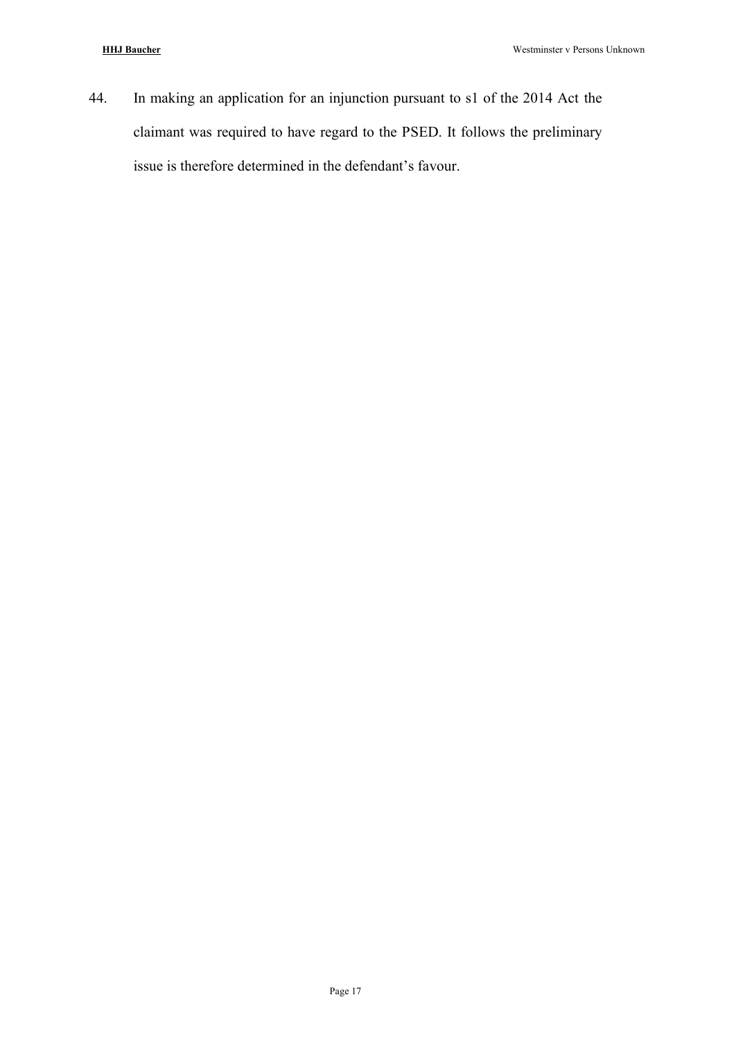44. In making an application for an injunction pursuant to s1 of the 2014 Act the claimant was required to have regard to the PSED. It follows the preliminary issue is therefore determined in the defendant's favour.